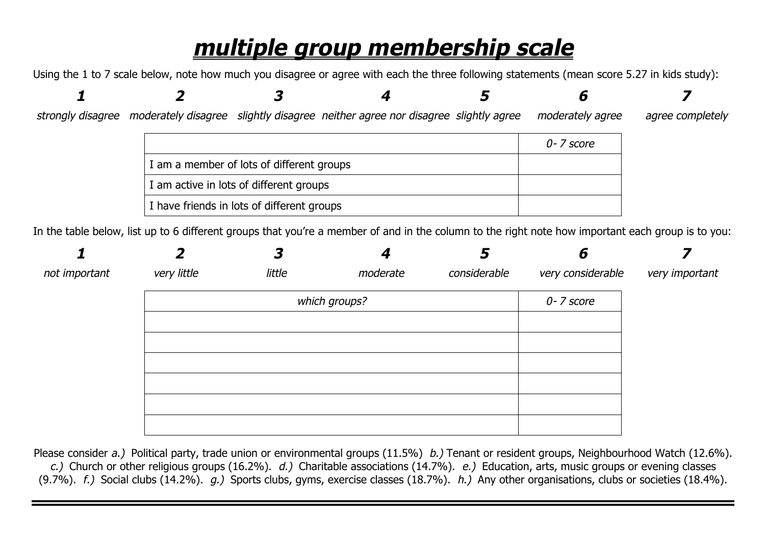# ***multiple group membership scale***

Using the 1 to 7 scale below, note how much you disagree or agree with each the three following statements (mean score 5.27 in kids study):

| **1** | **2** | **3** | **4** | **5** | **6** | **7** |
|---|---|---|---|---|---|---|
| *strongly disagree* | *moderately disagree* | *slightly disagree* | *neither agree nor disagree* | *slightly agree* | *moderately agree* | *agree completely* |

| | *0- 7 score* |
|---|---|
| I am a member of lots of different groups | |
| I am active in lots of different groups | |
| I have friends in lots of different groups | |

In the table below, list up to 6 different groups that you're a member of and in the column to the right note how important each group is to you:

| **1** | **2** | **3** | **4** | **5** | **6** | **7** |
|---|---|---|---|---|---|---|
| *not important* | *very little* | *little* | *moderate* | *considerable* | *very considerable* | *very important* |

| *which groups?* | *0- 7 score* |
|---|---|
| | |
| | |
| | |
| | |
| | |
| | |

Please consider *a.)* Political party, trade union or environmental groups (11.5%) *b.)* Tenant or resident groups, Neighbourhood Watch (12.6%). *c.)* Church or other religious groups (16.2%). *d.)* Charitable associations (14.7%). *e.)* Education, arts, music groups or evening classes (9.7%). *f.)* Social clubs (14.2%). *g.)* Sports clubs, gyms, exercise classes (18.7%). *h.)* Any other organisations, clubs or societies (18.4%).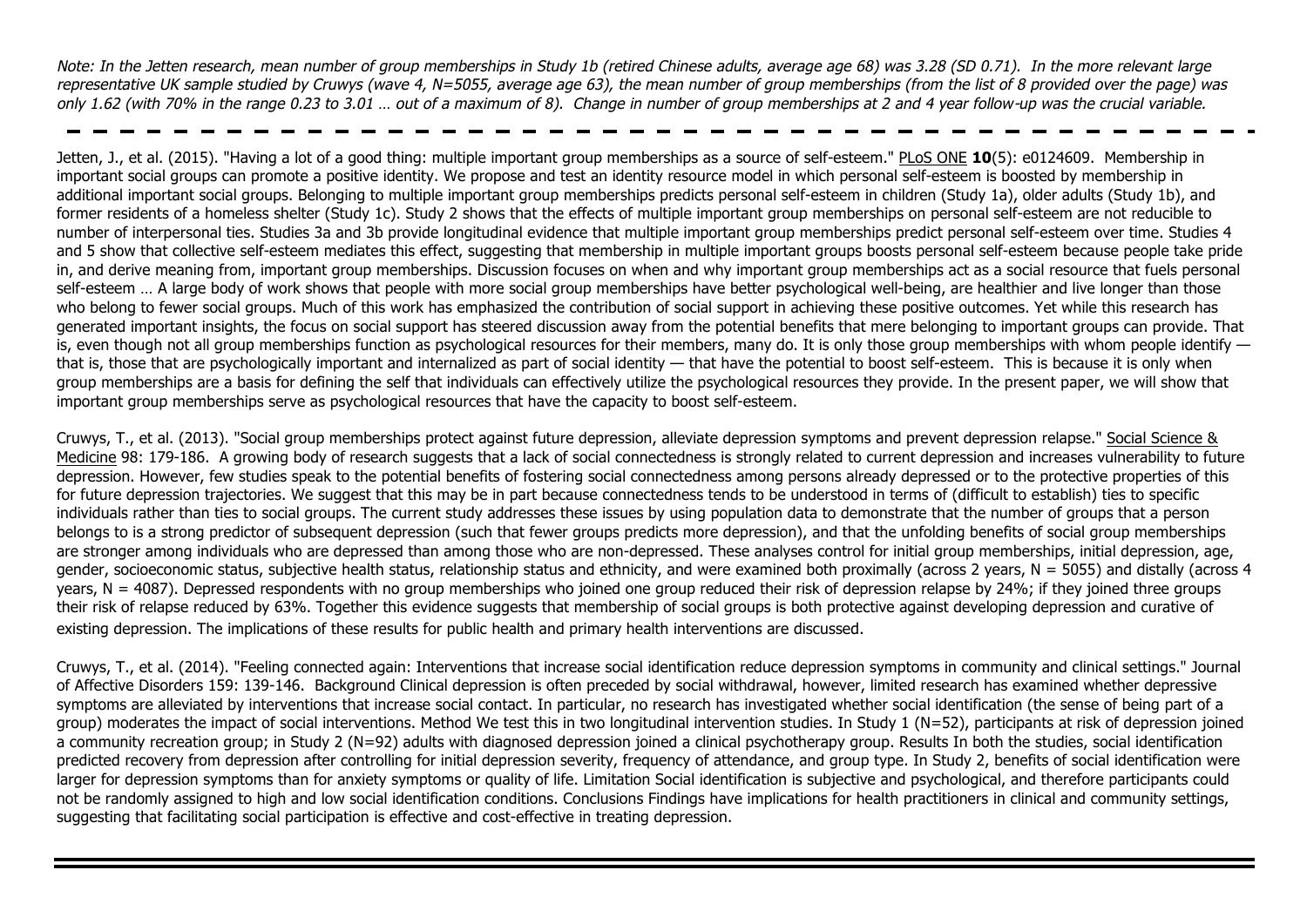*Note: In the Jetten research, mean number of group memberships in Study 1b (retired Chinese adults, average age 68) was 3.28 (SD 0.71). In the more relevant large representative UK sample studied by Cruwys (wave 4, N=5055, average age 63), the mean number of group memberships (from the list of 8 provided over the page) was only 1.62 (with 70% in the range 0.23 to 3.01 … out of a maximum of 8). Change in number of group memberships at 2 and 4 year follow-up was the crucial variable.*

---

Jetten, J., et al. (2015). "Having a lot of a good thing: multiple important group memberships as a source of self-esteem." PLoS ONE **10**(5): e0124609. Membership in important social groups can promote a positive identity. We propose and test an identity resource model in which personal self-esteem is boosted by membership in additional important social groups. Belonging to multiple important group memberships predicts personal self-esteem in children (Study 1a), older adults (Study 1b), and former residents of a homeless shelter (Study 1c). Study 2 shows that the effects of multiple important group memberships on personal self-esteem are not reducible to number of interpersonal ties. Studies 3a and 3b provide longitudinal evidence that multiple important group memberships predict personal self-esteem over time. Studies 4 and 5 show that collective self-esteem mediates this effect, suggesting that membership in multiple important groups boosts personal self-esteem because people take pride in, and derive meaning from, important group memberships. Discussion focuses on when and why important group memberships act as a social resource that fuels personal self-esteem … A large body of work shows that people with more social group memberships have better psychological well-being, are healthier and live longer than those who belong to fewer social groups. Much of this work has emphasized the contribution of social support in achieving these positive outcomes. Yet while this research has generated important insights, the focus on social support has steered discussion away from the potential benefits that mere belonging to important groups can provide. That is, even though not all group memberships function as psychological resources for their members, many do. It is only those group memberships with whom people identify — that is, those that are psychologically important and internalized as part of social identity — that have the potential to boost self-esteem. This is because it is only when group memberships are a basis for defining the self that individuals can effectively utilize the psychological resources they provide. In the present paper, we will show that important group memberships serve as psychological resources that have the capacity to boost self-esteem.

Cruwys, T., et al. (2013). "Social group memberships protect against future depression, alleviate depression symptoms and prevent depression relapse." Social Science & Medicine 98: 179-186. A growing body of research suggests that a lack of social connectedness is strongly related to current depression and increases vulnerability to future depression. However, few studies speak to the potential benefits of fostering social connectedness among persons already depressed or to the protective properties of this for future depression trajectories. We suggest that this may be in part because connectedness tends to be understood in terms of (difficult to establish) ties to specific individuals rather than ties to social groups. The current study addresses these issues by using population data to demonstrate that the number of groups that a person belongs to is a strong predictor of subsequent depression (such that fewer groups predicts more depression), and that the unfolding benefits of social group memberships are stronger among individuals who are depressed than among those who are non-depressed. These analyses control for initial group memberships, initial depression, age, gender, socioeconomic status, subjective health status, relationship status and ethnicity, and were examined both proximally (across 2 years, N = 5055) and distally (across 4 years, N = 4087). Depressed respondents with no group memberships who joined one group reduced their risk of depression relapse by 24%; if they joined three groups their risk of relapse reduced by 63%. Together this evidence suggests that membership of social groups is both protective against developing depression and curative of existing depression. The implications of these results for public health and primary health interventions are discussed.

Cruwys, T., et al. (2014). "Feeling connected again: Interventions that increase social identification reduce depression symptoms in community and clinical settings." Journal of Affective Disorders 159: 139-146. Background Clinical depression is often preceded by social withdrawal, however, limited research has examined whether depressive symptoms are alleviated by interventions that increase social contact. In particular, no research has investigated whether social identification (the sense of being part of a group) moderates the impact of social interventions. Method We test this in two longitudinal intervention studies. In Study 1 (N=52), participants at risk of depression joined a community recreation group; in Study 2 (N=92) adults with diagnosed depression joined a clinical psychotherapy group. Results In both the studies, social identification predicted recovery from depression after controlling for initial depression severity, frequency of attendance, and group type. In Study 2, benefits of social identification were larger for depression symptoms than for anxiety symptoms or quality of life. Limitation Social identification is subjective and psychological, and therefore participants could not be randomly assigned to high and low social identification conditions. Conclusions Findings have implications for health practitioners in clinical and community settings, suggesting that facilitating social participation is effective and cost-effective in treating depression.